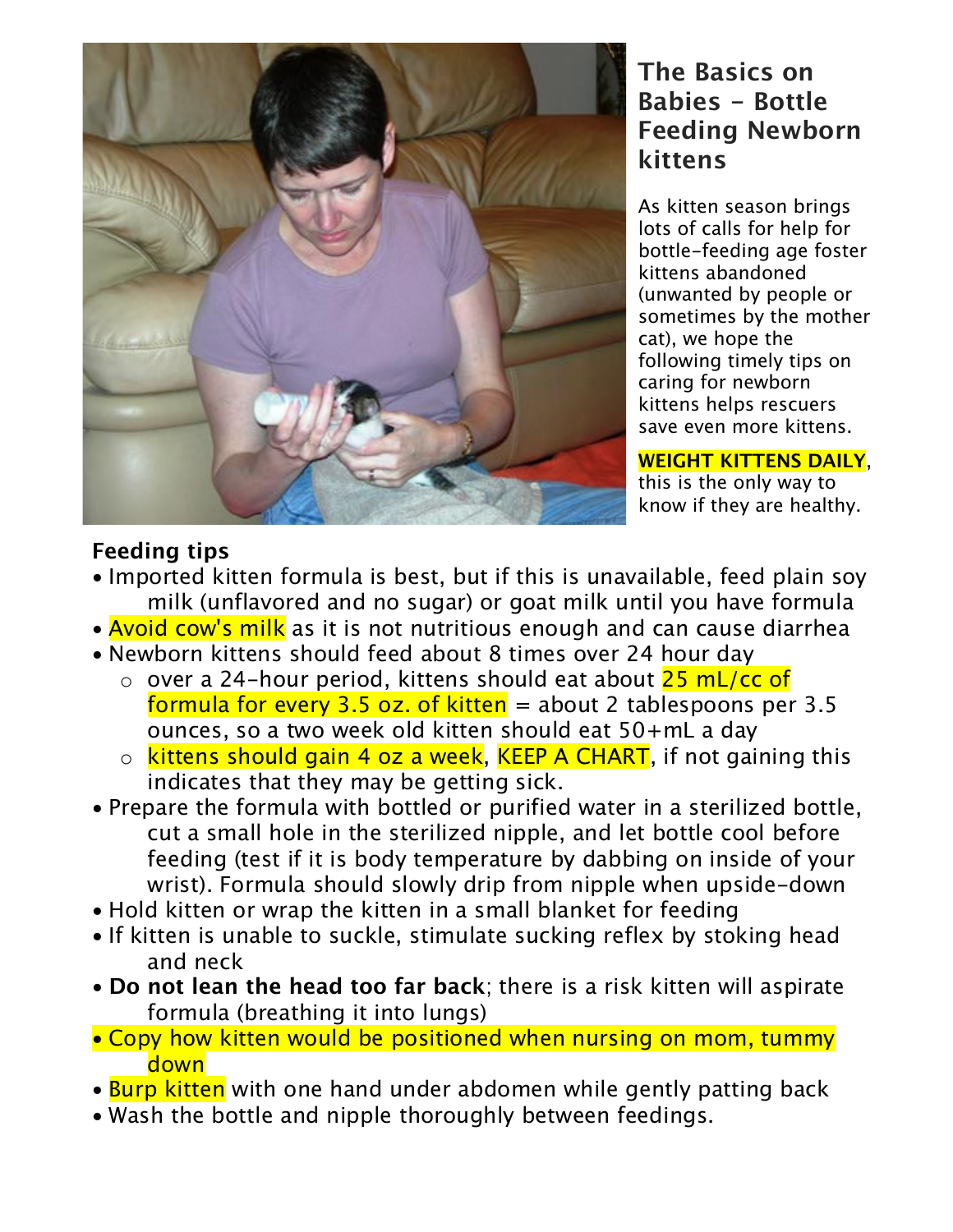# The Basics on Babies - Bottle Feeding Newborn kittens

As kitten season brings lots of calls for help for bottle-feeding age foster kittens abandoned (unwanted by people or sometimes by the mother cat), we hope the following timely tips on caring for newborn kittens helps rescuers save even more kittens.

**WEIGHT KITTENS DAILY**, this is the only way to know if they are healthy.

**Feeding tips**

- Imported kitten formula is best, but if this is unavailable, feed plain soy milk (unflavored and no sugar) or goat milk until you have formula
- Avoid cow's milk as it is not nutritious enough and can cause diarrhea
- Newborn kittens should feed about 8 times over 24 hour day
  - over a 24-hour period, kittens should eat about 25 mL/cc of formula for every 3.5 oz. of kitten = about 2 tablespoons per 3.5 ounces, so a two week old kitten should eat 50+mL a day
  - kittens should gain 4 oz a week, KEEP A CHART, if not gaining this indicates that they may be getting sick.
- Prepare the formula with bottled or purified water in a sterilized bottle, cut a small hole in the sterilized nipple, and let bottle cool before feeding (test if it is body temperature by dabbing on inside of your wrist). Formula should slowly drip from nipple when upside-down
- Hold kitten or wrap the kitten in a small blanket for feeding
- If kitten is unable to suckle, stimulate sucking reflex by stoking head and neck
- **Do not lean the head too far back**; there is a risk kitten will aspirate formula (breathing it into lungs)
- Copy how kitten would be positioned when nursing on mom, tummy down
- Burp kitten with one hand under abdomen while gently patting back
- Wash the bottle and nipple thoroughly between feedings.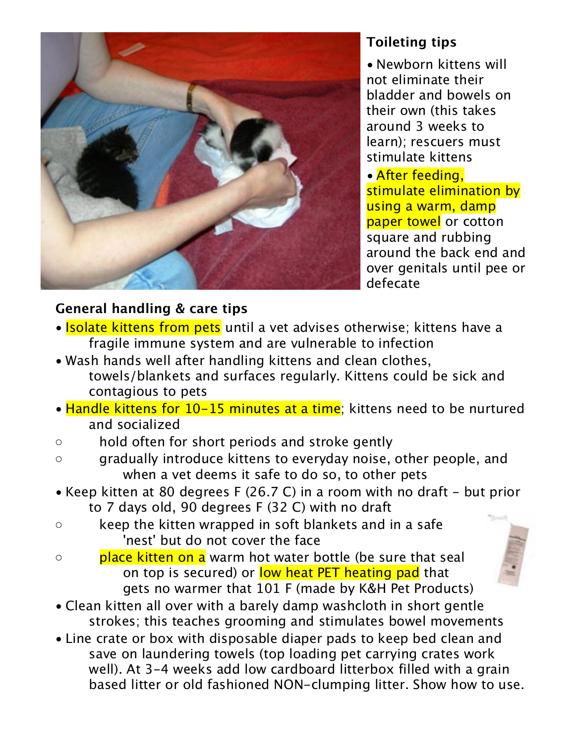### Toileting tips

- Newborn kittens will not eliminate their bladder and bowels on their own (this takes around 3 weeks to learn); rescuers must stimulate kittens
- After feeding, stimulate elimination by using a warm, damp paper towel or cotton square and rubbing around the back end and over genitals until pee or defecate

### General handling & care tips

- Isolate kittens from pets until a vet advises otherwise; kittens have a fragile immune system and are vulnerable to infection
- Wash hands well after handling kittens and clean clothes, towels/blankets and surfaces regularly. Kittens could be sick and contagious to pets
- Handle kittens for 10-15 minutes at a time; kittens need to be nurtured and socialized
  - hold often for short periods and stroke gently
  - gradually introduce kittens to everyday noise, other people, and when a vet deems it safe to do so, to other pets
- Keep kitten at 80 degrees F (26.7 C) in a room with no draft – but prior to 7 days old, 90 degrees F (32 C) with no draft
  - keep the kitten wrapped in soft blankets and in a safe 'nest' but do not cover the face
  - place kitten on a warm hot water bottle (be sure that seal on top is secured) or low heat PET heating pad that gets no warmer that 101 F (made by K&H Pet Products)
- Clean kitten all over with a barely damp washcloth in short gentle strokes; this teaches grooming and stimulates bowel movements
- Line crate or box with disposable diaper pads to keep bed clean and save on laundering towels (top loading pet carrying crates work well). At 3-4 weeks add low cardboard litterbox filled with a grain based litter or old fashioned NON-clumping litter. Show how to use.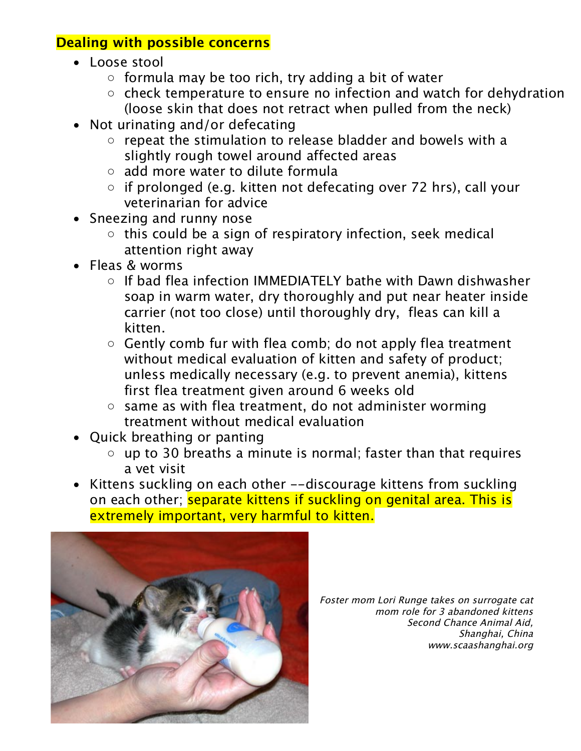**Dealing with possible concerns**

- Loose stool
  - formula may be too rich, try adding a bit of water
  - check temperature to ensure no infection and watch for dehydration (loose skin that does not retract when pulled from the neck)
- Not urinating and/or defecating
  - repeat the stimulation to release bladder and bowels with a slightly rough towel around affected areas
  - add more water to dilute formula
  - if prolonged (e.g. kitten not defecating over 72 hrs), call your veterinarian for advice
- Sneezing and runny nose
  - this could be a sign of respiratory infection, seek medical attention right away
- Fleas & worms
  - If bad flea infection IMMEDIATELY bathe with Dawn dishwasher soap in warm water, dry thoroughly and put near heater inside carrier (not too close) until thoroughly dry, fleas can kill a kitten.
  - Gently comb fur with flea comb; do not apply flea treatment without medical evaluation of kitten and safety of product; unless medically necessary (e.g. to prevent anemia), kittens first flea treatment given around 6 weeks old
  - same as with flea treatment, do not administer worming treatment without medical evaluation
- Quick breathing or panting
  - up to 30 breaths a minute is normal; faster than that requires a vet visit
- Kittens suckling on each other --discourage kittens from suckling on each other; **separate kittens if suckling on genital area. This is extremely important, very harmful to kitten.**

*Foster mom Lori Runge takes on surrogate cat mom role for 3 abandoned kittens*
*Second Chance Animal Aid, Shanghai, China*
*www.scaashanghai.org*